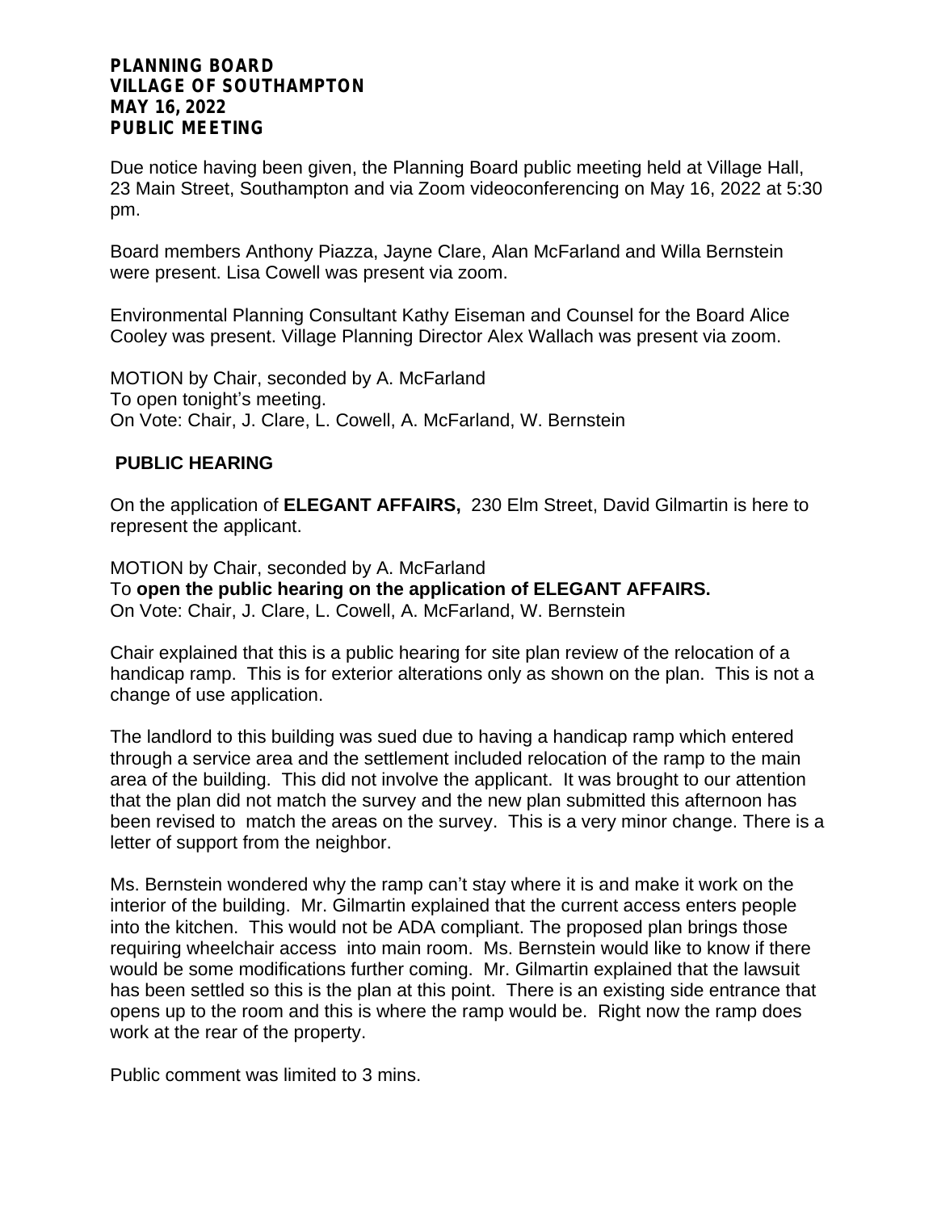**PLANNING BOARD**
**VILLAGE OF SOUTHAMPTON**
**MAY 16, 2022**
**PUBLIC MEETING**

Due notice having been given, the Planning Board public meeting held at Village Hall, 23 Main Street, Southampton and via Zoom videoconferencing on May 16, 2022 at 5:30 pm.

Board members Anthony Piazza, Jayne Clare, Alan McFarland and Willa Bernstein were present. Lisa Cowell was present via zoom.

Environmental Planning Consultant Kathy Eiseman and Counsel for the Board Alice Cooley was present. Village Planning Director Alex Wallach was present via zoom.

MOTION by Chair, seconded by A. McFarland
To open tonight's meeting.
On Vote: Chair, J. Clare, L. Cowell, A. McFarland, W. Bernstein

## PUBLIC HEARING

On the application of **ELEGANT AFFAIRS,** 230 Elm Street, David Gilmartin is here to represent the applicant.

MOTION by Chair, seconded by A. McFarland
To **open the public hearing on the application of ELEGANT AFFAIRS.**
On Vote: Chair, J. Clare, L. Cowell, A. McFarland, W. Bernstein

Chair explained that this is a public hearing for site plan review of the relocation of a handicap ramp. This is for exterior alterations only as shown on the plan. This is not a change of use application.

The landlord to this building was sued due to having a handicap ramp which entered through a service area and the settlement included relocation of the ramp to the main area of the building. This did not involve the applicant. It was brought to our attention that the plan did not match the survey and the new plan submitted this afternoon has been revised to match the areas on the survey. This is a very minor change. There is a letter of support from the neighbor.

Ms. Bernstein wondered why the ramp can't stay where it is and make it work on the interior of the building. Mr. Gilmartin explained that the current access enters people into the kitchen. This would not be ADA compliant. The proposed plan brings those requiring wheelchair access into main room. Ms. Bernstein would like to know if there would be some modifications further coming. Mr. Gilmartin explained that the lawsuit has been settled so this is the plan at this point. There is an existing side entrance that opens up to the room and this is where the ramp would be. Right now the ramp does work at the rear of the property.

Public comment was limited to 3 mins.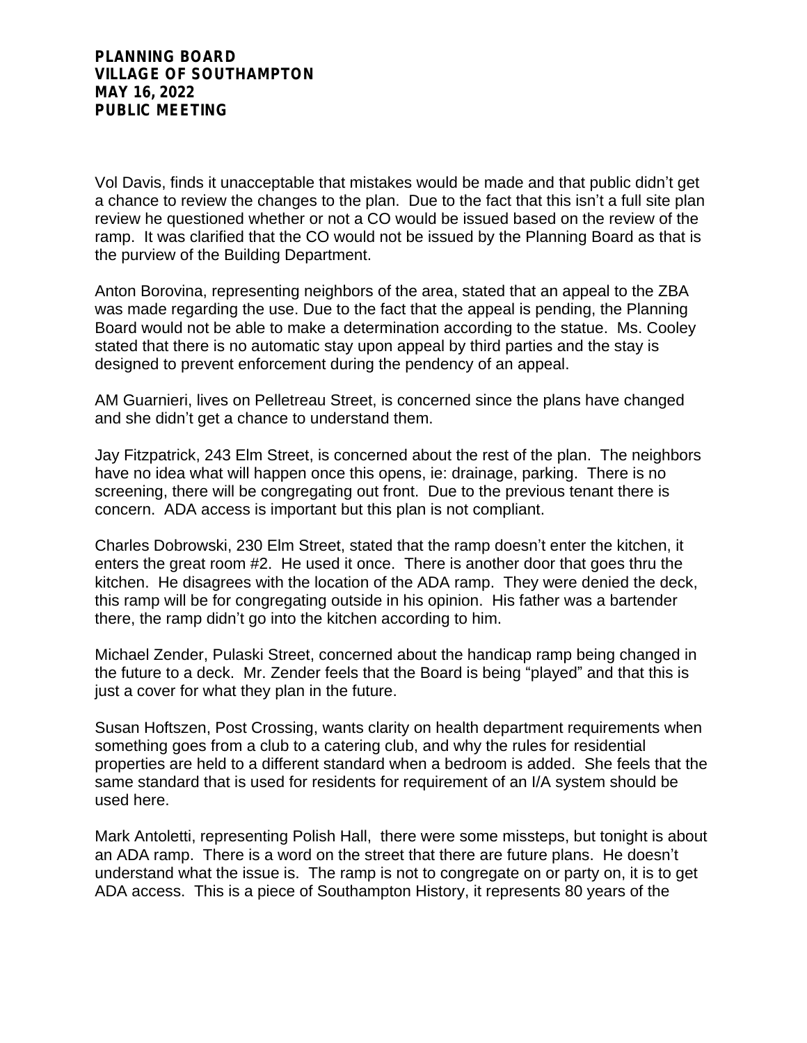Vol Davis, finds it unacceptable that mistakes would be made and that public didn't get a chance to review the changes to the plan. Due to the fact that this isn't a full site plan review he questioned whether or not a CO would be issued based on the review of the ramp. It was clarified that the CO would not be issued by the Planning Board as that is the purview of the Building Department.

Anton Borovina, representing neighbors of the area, stated that an appeal to the ZBA was made regarding the use. Due to the fact that the appeal is pending, the Planning Board would not be able to make a determination according to the statue. Ms. Cooley stated that there is no automatic stay upon appeal by third parties and the stay is designed to prevent enforcement during the pendency of an appeal.

AM Guarnieri, lives on Pelletreau Street, is concerned since the plans have changed and she didn't get a chance to understand them.

Jay Fitzpatrick, 243 Elm Street, is concerned about the rest of the plan. The neighbors have no idea what will happen once this opens, ie: drainage, parking. There is no screening, there will be congregating out front. Due to the previous tenant there is concern. ADA access is important but this plan is not compliant.

Charles Dobrowski, 230 Elm Street, stated that the ramp doesn't enter the kitchen, it enters the great room #2. He used it once. There is another door that goes thru the kitchen. He disagrees with the location of the ADA ramp. They were denied the deck, this ramp will be for congregating outside in his opinion. His father was a bartender there, the ramp didn't go into the kitchen according to him.

Michael Zender, Pulaski Street, concerned about the handicap ramp being changed in the future to a deck. Mr. Zender feels that the Board is being "played" and that this is just a cover for what they plan in the future.

Susan Hoftszen, Post Crossing, wants clarity on health department requirements when something goes from a club to a catering club, and why the rules for residential properties are held to a different standard when a bedroom is added. She feels that the same standard that is used for residents for requirement of an I/A system should be used here.

Mark Antoletti, representing Polish Hall, there were some missteps, but tonight is about an ADA ramp. There is a word on the street that there are future plans. He doesn't understand what the issue is. The ramp is not to congregate on or party on, it is to get ADA access. This is a piece of Southampton History, it represents 80 years of the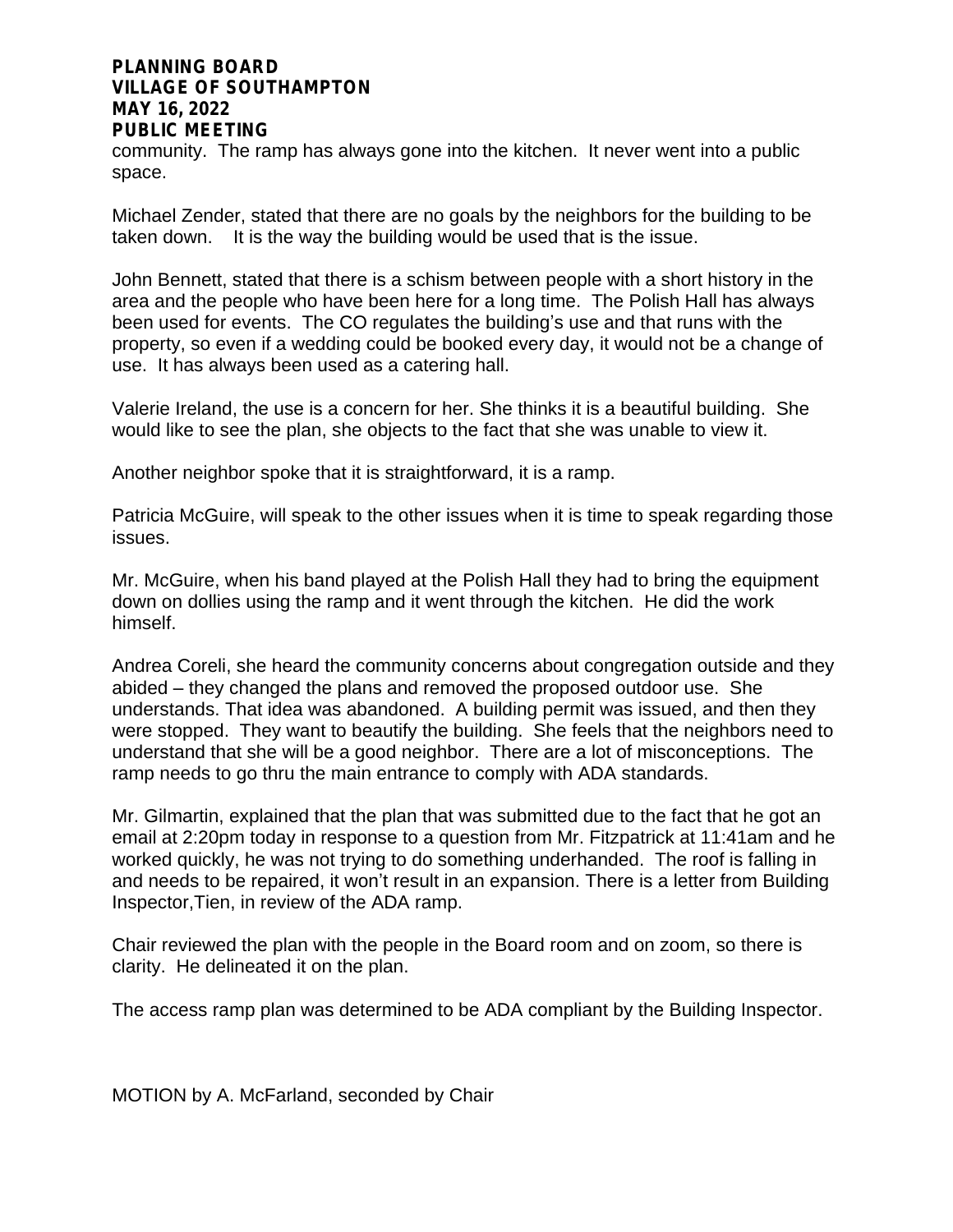community. The ramp has always gone into the kitchen. It never went into a public space.

Michael Zender, stated that there are no goals by the neighbors for the building to be taken down. It is the way the building would be used that is the issue.

John Bennett, stated that there is a schism between people with a short history in the area and the people who have been here for a long time. The Polish Hall has always been used for events. The CO regulates the building's use and that runs with the property, so even if a wedding could be booked every day, it would not be a change of use. It has always been used as a catering hall.

Valerie Ireland, the use is a concern for her. She thinks it is a beautiful building. She would like to see the plan, she objects to the fact that she was unable to view it.

Another neighbor spoke that it is straightforward, it is a ramp.

Patricia McGuire, will speak to the other issues when it is time to speak regarding those issues.

Mr. McGuire, when his band played at the Polish Hall they had to bring the equipment down on dollies using the ramp and it went through the kitchen. He did the work himself.

Andrea Coreli, she heard the community concerns about congregation outside and they abided – they changed the plans and removed the proposed outdoor use. She understands. That idea was abandoned. A building permit was issued, and then they were stopped. They want to beautify the building. She feels that the neighbors need to understand that she will be a good neighbor. There are a lot of misconceptions. The ramp needs to go thru the main entrance to comply with ADA standards.

Mr. Gilmartin, explained that the plan that was submitted due to the fact that he got an email at 2:20pm today in response to a question from Mr. Fitzpatrick at 11:41am and he worked quickly, he was not trying to do something underhanded. The roof is falling in and needs to be repaired, it won't result in an expansion. There is a letter from Building Inspector,Tien, in review of the ADA ramp.

Chair reviewed the plan with the people in the Board room and on zoom, so there is clarity. He delineated it on the plan.

The access ramp plan was determined to be ADA compliant by the Building Inspector.

MOTION by A. McFarland, seconded by Chair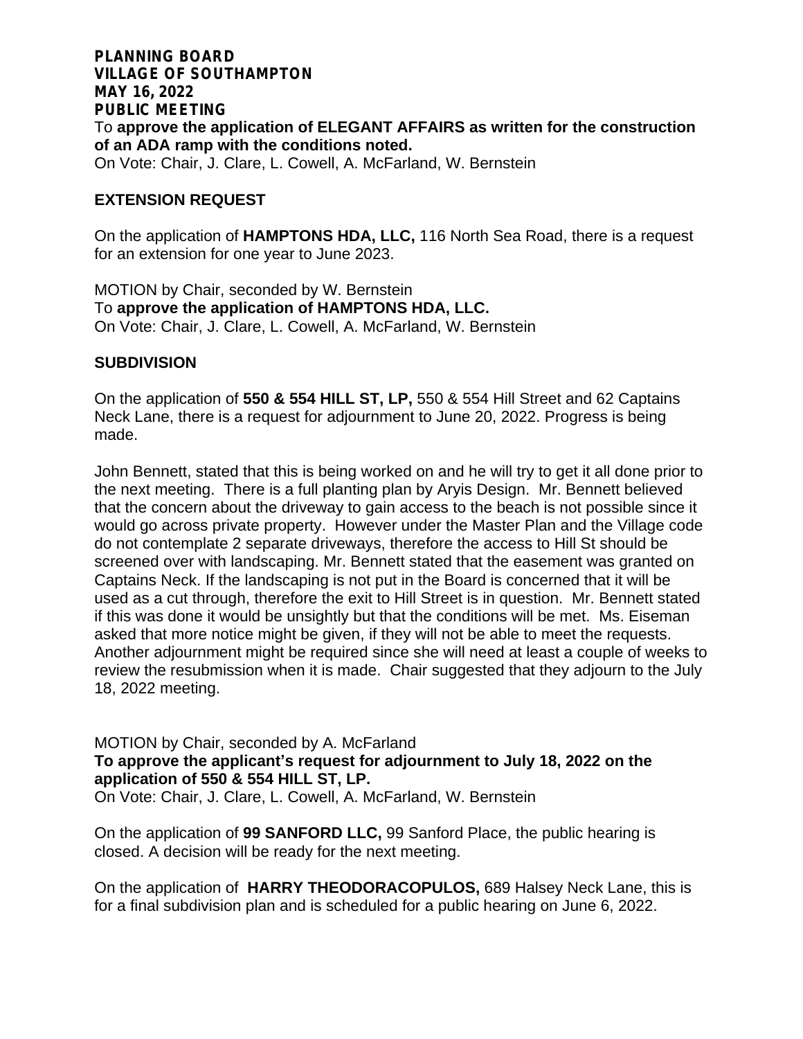To **approve the application of ELEGANT AFFAIRS as written for the construction of an ADA ramp with the conditions noted.**
On Vote: Chair, J. Clare, L. Cowell, A. McFarland, W. Bernstein

**EXTENSION REQUEST**

On the application of **HAMPTONS HDA, LLC,** 116 North Sea Road, there is a request for an extension for one year to June 2023.

MOTION by Chair, seconded by W. Bernstein
To **approve the application of HAMPTONS HDA, LLC.**
On Vote: Chair, J. Clare, L. Cowell, A. McFarland, W. Bernstein

**SUBDIVISION**

On the application of **550 & 554 HILL ST, LP,** 550 & 554 Hill Street and 62 Captains Neck Lane, there is a request for adjournment to June 20, 2022. Progress is being made.

John Bennett, stated that this is being worked on and he will try to get it all done prior to the next meeting. There is a full planting plan by Aryis Design. Mr. Bennett believed that the concern about the driveway to gain access to the beach is not possible since it would go across private property. However under the Master Plan and the Village code do not contemplate 2 separate driveways, therefore the access to Hill St should be screened over with landscaping. Mr. Bennett stated that the easement was granted on Captains Neck. If the landscaping is not put in the Board is concerned that it will be used as a cut through, therefore the exit to Hill Street is in question. Mr. Bennett stated if this was done it would be unsightly but that the conditions will be met. Ms. Eiseman asked that more notice might be given, if they will not be able to meet the requests. Another adjournment might be required since she will need at least a couple of weeks to review the resubmission when it is made. Chair suggested that they adjourn to the July 18, 2022 meeting.

MOTION by Chair, seconded by A. McFarland
**To approve the applicant's request for adjournment to July 18, 2022 on the application of 550 & 554 HILL ST, LP.**
On Vote: Chair, J. Clare, L. Cowell, A. McFarland, W. Bernstein

On the application of **99 SANFORD LLC,** 99 Sanford Place, the public hearing is closed. A decision will be ready for the next meeting.

On the application of **HARRY THEODORACOPULOS,** 689 Halsey Neck Lane, this is for a final subdivision plan and is scheduled for a public hearing on June 6, 2022.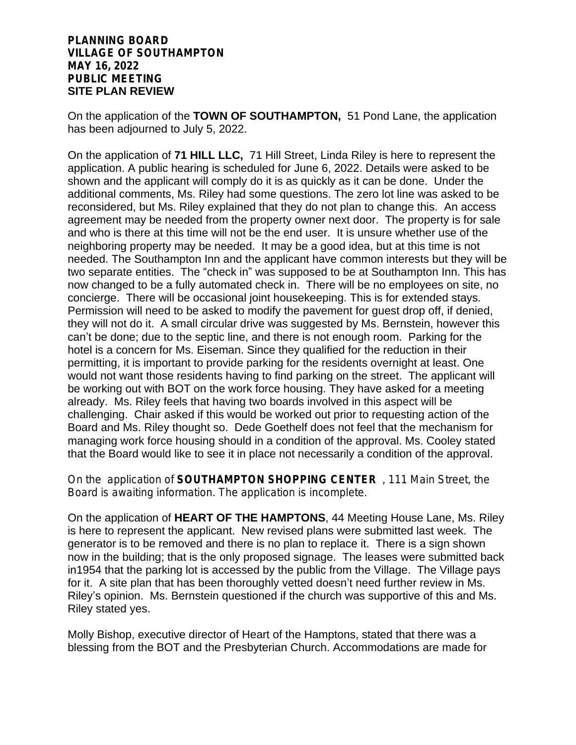**PLANNING BOARD**
**VILLAGE OF SOUTHAMPTON**
**MAY 16, 2022**
**PUBLIC MEETING**
**SITE PLAN REVIEW**

On the application of the **TOWN OF SOUTHAMPTON,** 51 Pond Lane, the application has been adjourned to July 5, 2022.

On the application of **71 HILL LLC,** 71 Hill Street, Linda Riley is here to represent the application. A public hearing is scheduled for June 6, 2022. Details were asked to be shown and the applicant will comply do it is as quickly as it can be done. Under the additional comments, Ms. Riley had some questions. The zero lot line was asked to be reconsidered, but Ms. Riley explained that they do not plan to change this. An access agreement may be needed from the property owner next door. The property is for sale and who is there at this time will not be the end user. It is unsure whether use of the neighboring property may be needed. It may be a good idea, but at this time is not needed. The Southampton Inn and the applicant have common interests but they will be two separate entities. The "check in" was supposed to be at Southampton Inn. This has now changed to be a fully automated check in. There will be no employees on site, no concierge. There will be occasional joint housekeeping. This is for extended stays. Permission will need to be asked to modify the pavement for guest drop off, if denied, they will not do it. A small circular drive was suggested by Ms. Bernstein, however this can't be done; due to the septic line, and there is not enough room. Parking for the hotel is a concern for Ms. Eiseman. Since they qualified for the reduction in their permitting, it is important to provide parking for the residents overnight at least. One would not want those residents having to find parking on the street. The applicant will be working out with BOT on the work force housing. They have asked for a meeting already. Ms. Riley feels that having two boards involved in this aspect will be challenging. Chair asked if this would be worked out prior to requesting action of the Board and Ms. Riley thought so. Dede Goethelf does not feel that the mechanism for managing work force housing should in a condition of the approval. Ms. Cooley stated that the Board would like to see it in place not necessarily a condition of the approval.

On the application of **SOUTHAMPTON SHOPPING CENTER** , 111 Main Street, the Board is awaiting information. The application is incomplete.

On the application of **HEART OF THE HAMPTONS**, 44 Meeting House Lane, Ms. Riley is here to represent the applicant. New revised plans were submitted last week. The generator is to be removed and there is no plan to replace it. There is a sign shown now in the building; that is the only proposed signage. The leases were submitted back in1954 that the parking lot is accessed by the public from the Village. The Village pays for it. A site plan that has been thoroughly vetted doesn't need further review in Ms. Riley's opinion. Ms. Bernstein questioned if the church was supportive of this and Ms. Riley stated yes.

Molly Bishop, executive director of Heart of the Hamptons, stated that there was a blessing from the BOT and the Presbyterian Church. Accommodations are made for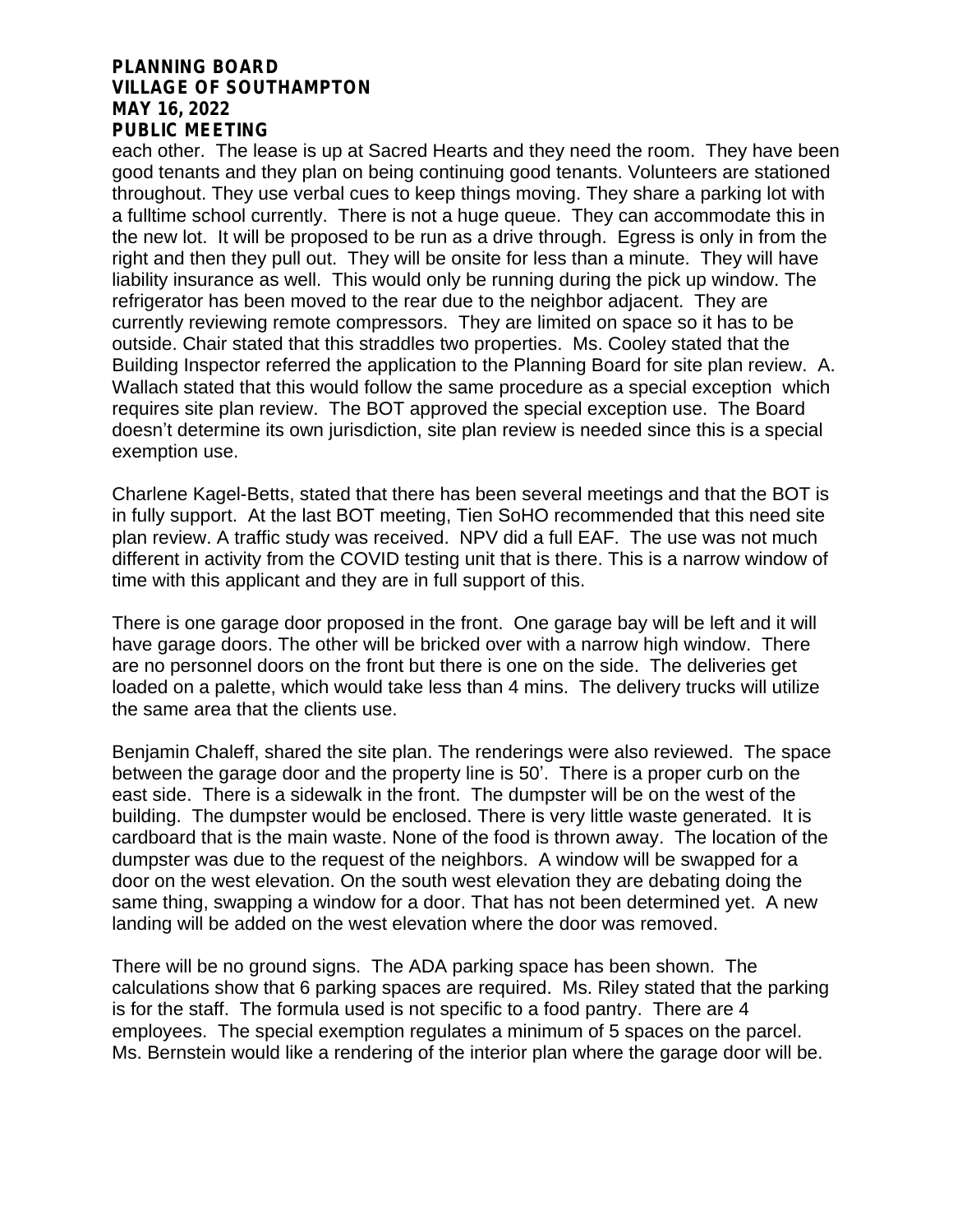each other. The lease is up at Sacred Hearts and they need the room. They have been good tenants and they plan on being continuing good tenants. Volunteers are stationed throughout. They use verbal cues to keep things moving. They share a parking lot with a fulltime school currently. There is not a huge queue. They can accommodate this in the new lot. It will be proposed to be run as a drive through. Egress is only in from the right and then they pull out. They will be onsite for less than a minute. They will have liability insurance as well. This would only be running during the pick up window. The refrigerator has been moved to the rear due to the neighbor adjacent. They are currently reviewing remote compressors. They are limited on space so it has to be outside. Chair stated that this straddles two properties. Ms. Cooley stated that the Building Inspector referred the application to the Planning Board for site plan review. A. Wallach stated that this would follow the same procedure as a special exception which requires site plan review. The BOT approved the special exception use. The Board doesn't determine its own jurisdiction, site plan review is needed since this is a special exemption use.

Charlene Kagel-Betts, stated that there has been several meetings and that the BOT is in fully support. At the last BOT meeting, Tien SoHO recommended that this need site plan review. A traffic study was received. NPV did a full EAF. The use was not much different in activity from the COVID testing unit that is there. This is a narrow window of time with this applicant and they are in full support of this.

There is one garage door proposed in the front. One garage bay will be left and it will have garage doors. The other will be bricked over with a narrow high window. There are no personnel doors on the front but there is one on the side. The deliveries get loaded on a palette, which would take less than 4 mins. The delivery trucks will utilize the same area that the clients use.

Benjamin Chaleff, shared the site plan. The renderings were also reviewed. The space between the garage door and the property line is 50'. There is a proper curb on the east side. There is a sidewalk in the front. The dumpster will be on the west of the building. The dumpster would be enclosed. There is very little waste generated. It is cardboard that is the main waste. None of the food is thrown away. The location of the dumpster was due to the request of the neighbors. A window will be swapped for a door on the west elevation. On the south west elevation they are debating doing the same thing, swapping a window for a door. That has not been determined yet. A new landing will be added on the west elevation where the door was removed.

There will be no ground signs. The ADA parking space has been shown. The calculations show that 6 parking spaces are required. Ms. Riley stated that the parking is for the staff. The formula used is not specific to a food pantry. There are 4 employees. The special exemption regulates a minimum of 5 spaces on the parcel. Ms. Bernstein would like a rendering of the interior plan where the garage door will be.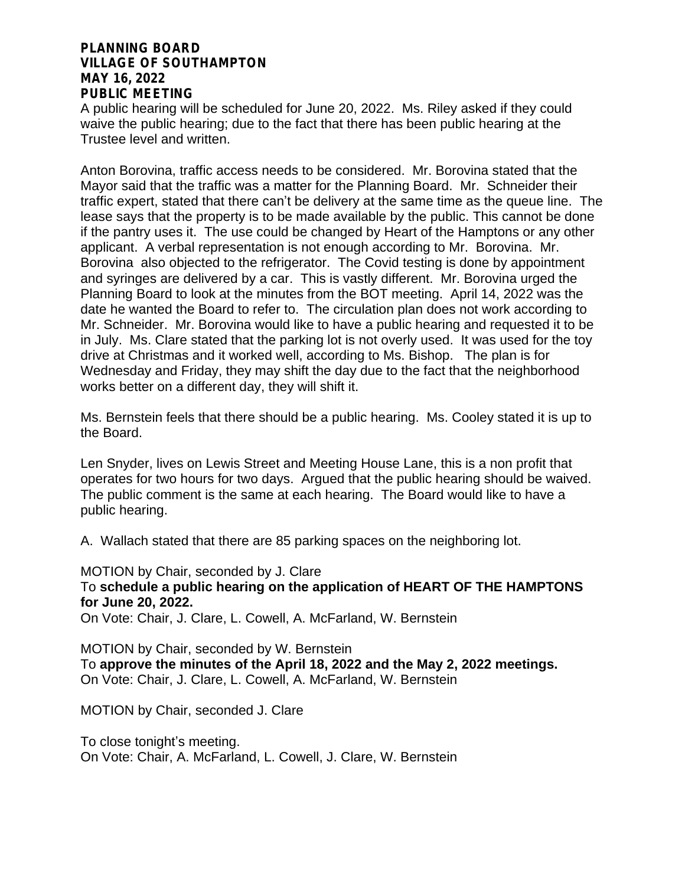**PLANNING BOARD**
**VILLAGE OF SOUTHAMPTON**
**MAY 16, 2022**
**PUBLIC MEETING**

A public hearing will be scheduled for June 20, 2022. Ms. Riley asked if they could waive the public hearing; due to the fact that there has been public hearing at the Trustee level and written.

Anton Borovina, traffic access needs to be considered. Mr. Borovina stated that the Mayor said that the traffic was a matter for the Planning Board. Mr. Schneider their traffic expert, stated that there can't be delivery at the same time as the queue line. The lease says that the property is to be made available by the public. This cannot be done if the pantry uses it. The use could be changed by Heart of the Hamptons or any other applicant. A verbal representation is not enough according to Mr. Borovina. Mr. Borovina also objected to the refrigerator. The Covid testing is done by appointment and syringes are delivered by a car. This is vastly different. Mr. Borovina urged the Planning Board to look at the minutes from the BOT meeting. April 14, 2022 was the date he wanted the Board to refer to. The circulation plan does not work according to Mr. Schneider. Mr. Borovina would like to have a public hearing and requested it to be in July. Ms. Clare stated that the parking lot is not overly used. It was used for the toy drive at Christmas and it worked well, according to Ms. Bishop. The plan is for Wednesday and Friday, they may shift the day due to the fact that the neighborhood works better on a different day, they will shift it.

Ms. Bernstein feels that there should be a public hearing. Ms. Cooley stated it is up to the Board.

Len Snyder, lives on Lewis Street and Meeting House Lane, this is a non profit that operates for two hours for two days. Argued that the public hearing should be waived. The public comment is the same at each hearing. The Board would like to have a public hearing.

A. Wallach stated that there are 85 parking spaces on the neighboring lot.

MOTION by Chair, seconded by J. Clare
To **schedule a public hearing on the application of HEART OF THE HAMPTONS for June 20, 2022.**
On Vote: Chair, J. Clare, L. Cowell, A. McFarland, W. Bernstein

MOTION by Chair, seconded by W. Bernstein
To **approve the minutes of the April 18, 2022 and the May 2, 2022 meetings.**
On Vote: Chair, J. Clare, L. Cowell, A. McFarland, W. Bernstein

MOTION by Chair, seconded J. Clare

To close tonight's meeting.
On Vote: Chair, A. McFarland, L. Cowell, J. Clare, W. Bernstein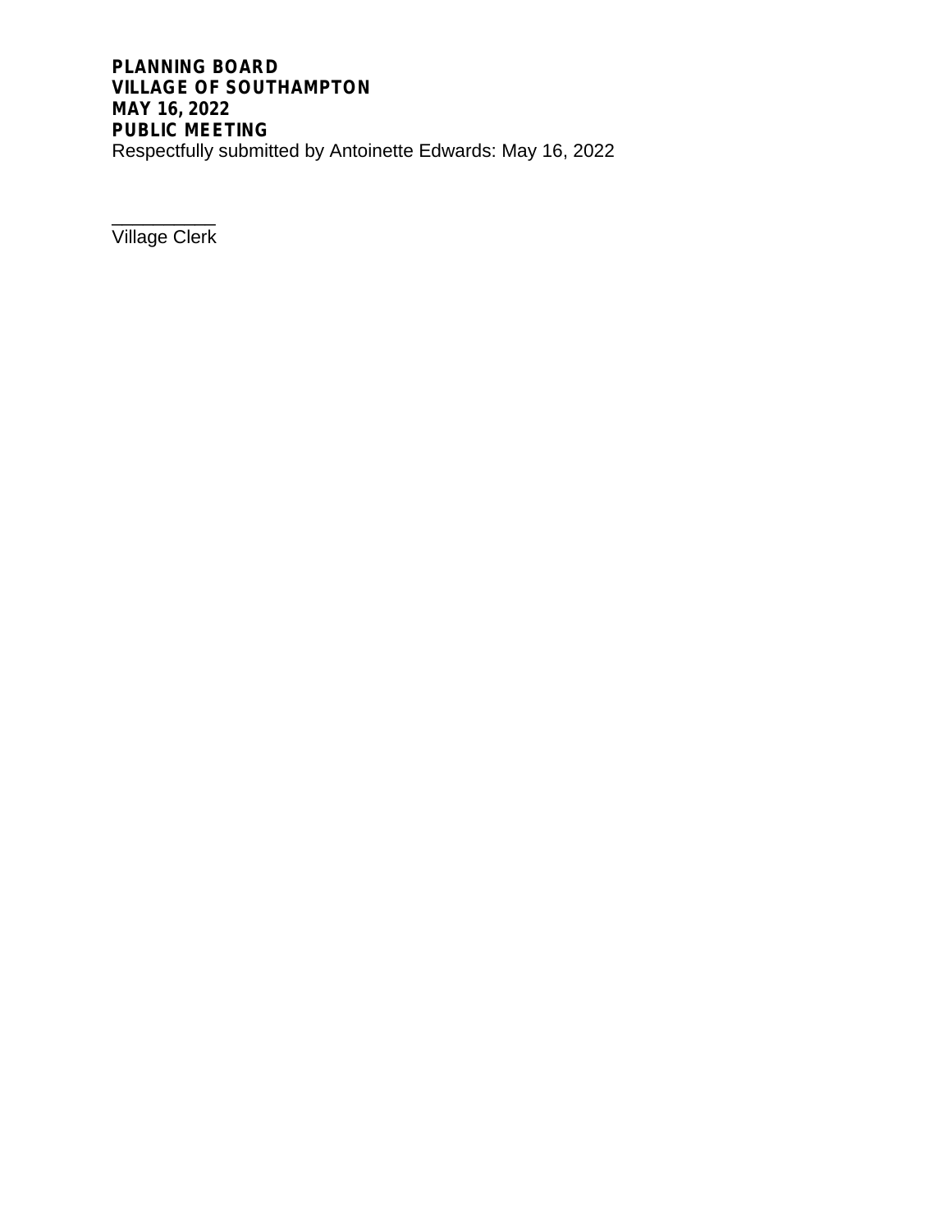**PLANNING BOARD**
**VILLAGE OF SOUTHAMPTON**
**MAY 16, 2022**
**PUBLIC MEETING**
Respectfully submitted by Antoinette Edwards: May 16, 2022

__________
Village Clerk